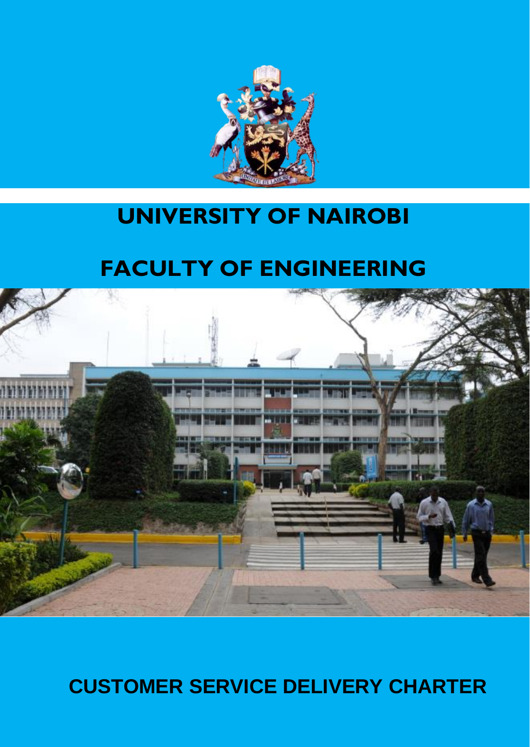# UNIVERSITY OF NAIROBI

# FACULTY OF ENGINEERING

## CUSTOMER SERVICE DELIVERY CHARTER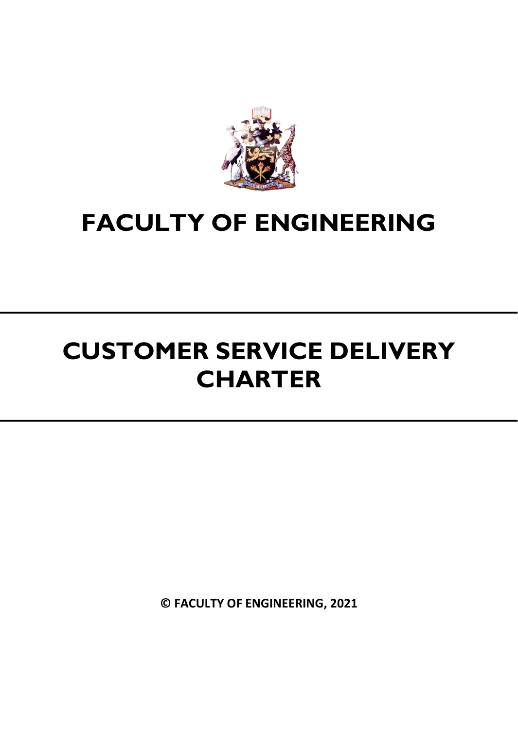# FACULTY OF ENGINEERING

# CUSTOMER SERVICE DELIVERY CHARTER

**© FACULTY OF ENGINEERING, 2021**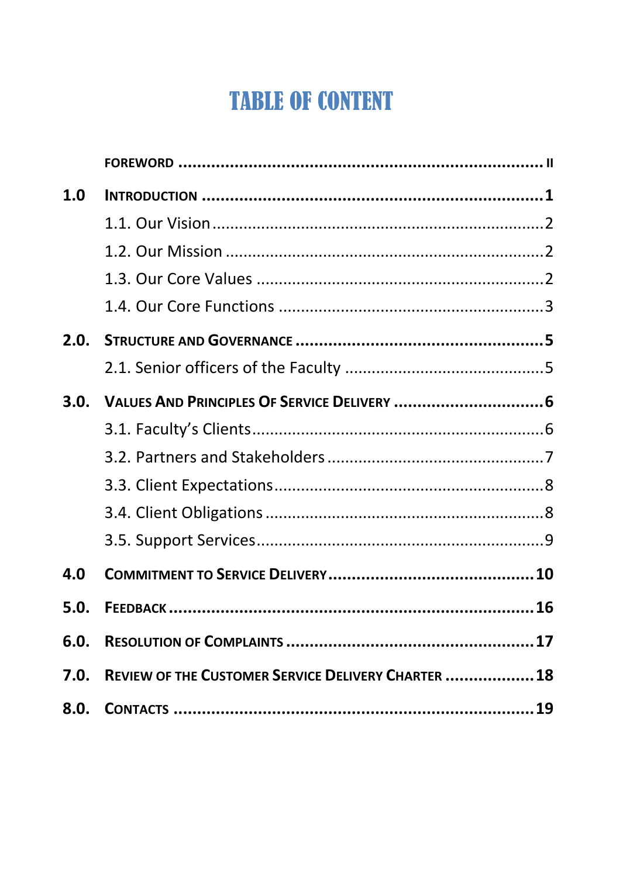# TABLE OF CONTENT

FOREWORD ..... II

1.0 INTRODUCTION ..... 1

- 1.1. Our Vision ..... 2
- 1.2. Our Mission ..... 2
- 1.3. Our Core Values ..... 2
- 1.4. Our Core Functions ..... 3

2.0. STRUCTURE AND GOVERNANCE ..... 5

- 2.1. Senior officers of the Faculty ..... 5

3.0. VALUES AND PRINCIPLES OF SERVICE DELIVERY ..... 6

- 3.1. Faculty's Clients ..... 6
- 3.2. Partners and Stakeholders ..... 7
- 3.3. Client Expectations ..... 8
- 3.4. Client Obligations ..... 8
- 3.5. Support Services ..... 9

4.0 COMMITMENT TO SERVICE DELIVERY ..... 10

5.0. FEEDBACK ..... 16

6.0. RESOLUTION OF COMPLAINTS ..... 17

7.0. REVIEW OF THE CUSTOMER SERVICE DELIVERY CHARTER ..... 18

8.0. CONTACTS ..... 19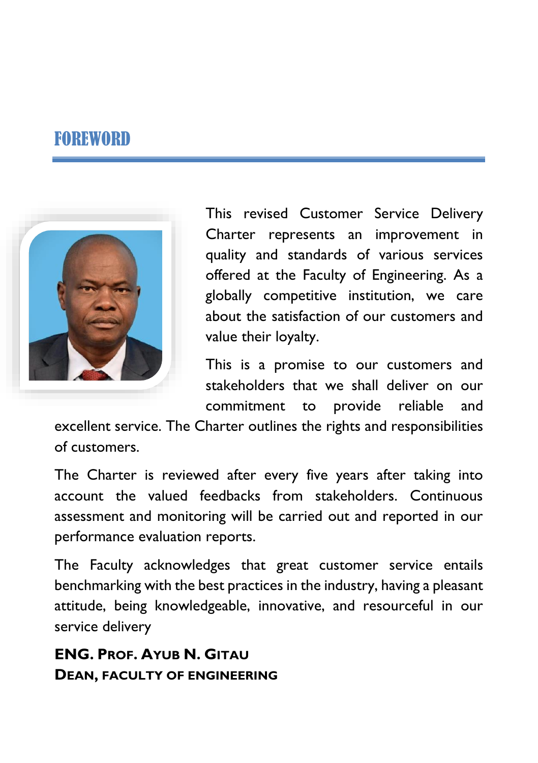# FOREWORD

This revised Customer Service Delivery Charter represents an improvement in quality and standards of various services offered at the Faculty of Engineering. As a globally competitive institution, we care about the satisfaction of our customers and value their loyalty.

This is a promise to our customers and stakeholders that we shall deliver on our commitment to provide reliable and excellent service. The Charter outlines the rights and responsibilities of customers.

The Charter is reviewed after every five years after taking into account the valued feedbacks from stakeholders. Continuous assessment and monitoring will be carried out and reported in our performance evaluation reports.

The Faculty acknowledges that great customer service entails benchmarking with the best practices in the industry, having a pleasant attitude, being knowledgeable, innovative, and resourceful in our service delivery

**ENG. PROF. AYUB N. GITAU**
**DEAN, FACULTY OF ENGINEERING**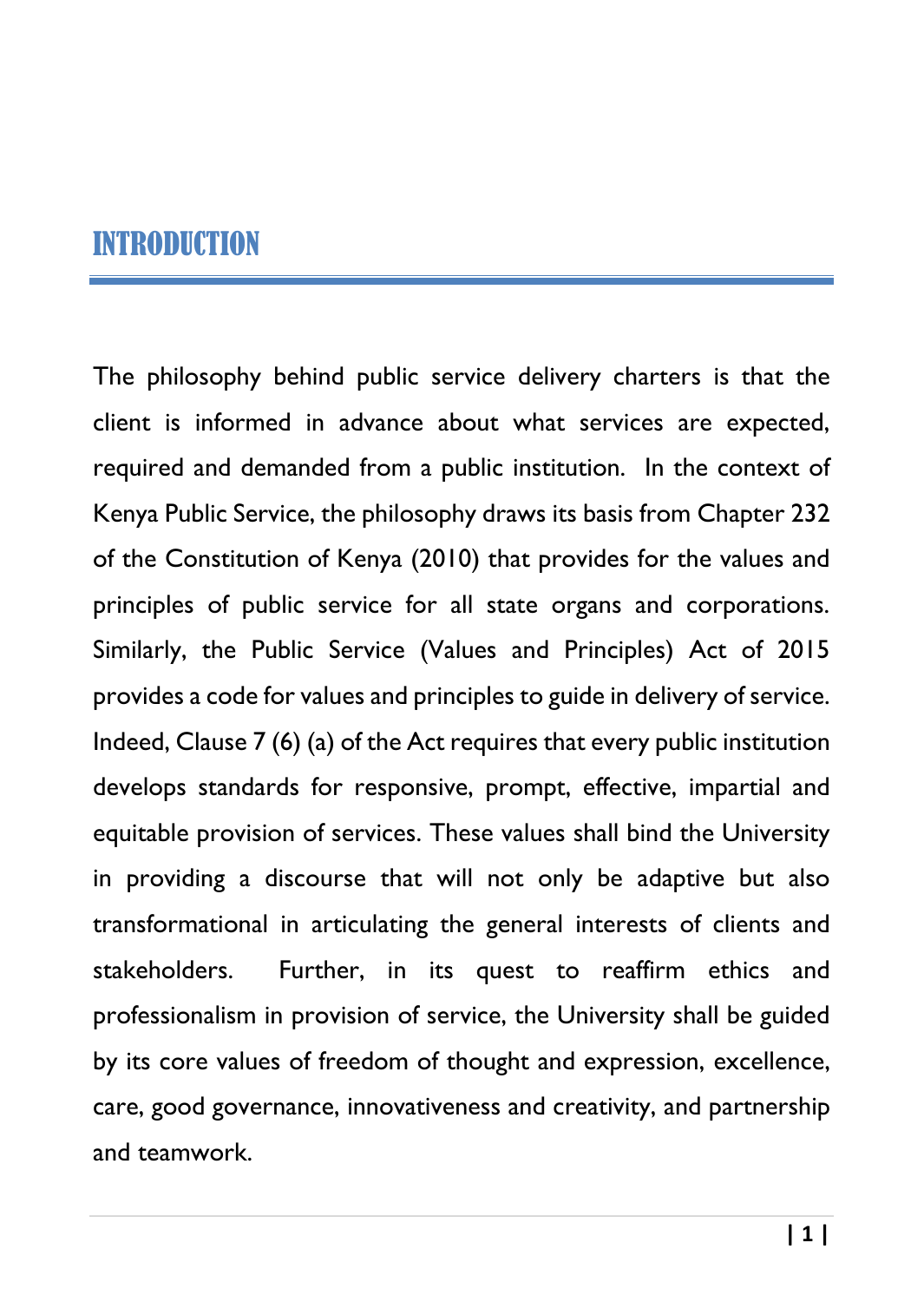# INTRODUCTION

The philosophy behind public service delivery charters is that the client is informed in advance about what services are expected, required and demanded from a public institution. In the context of Kenya Public Service, the philosophy draws its basis from Chapter 232 of the Constitution of Kenya (2010) that provides for the values and principles of public service for all state organs and corporations. Similarly, the Public Service (Values and Principles) Act of 2015 provides a code for values and principles to guide in delivery of service. Indeed, Clause 7 (6) (a) of the Act requires that every public institution develops standards for responsive, prompt, effective, impartial and equitable provision of services. These values shall bind the University in providing a discourse that will not only be adaptive but also transformational in articulating the general interests of clients and stakeholders. Further, in its quest to reaffirm ethics and professionalism in provision of service, the University shall be guided by its core values of freedom of thought and expression, excellence, care, good governance, innovativeness and creativity, and partnership and teamwork.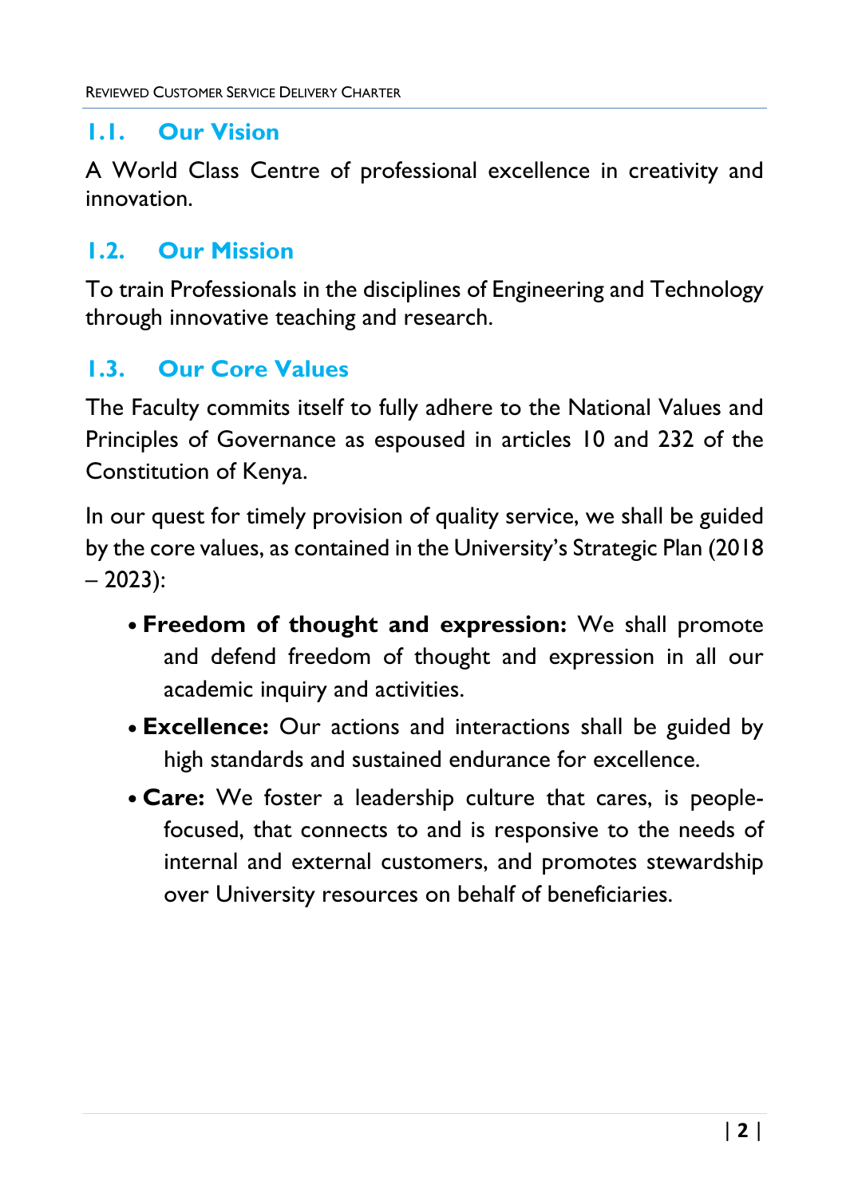## 1.1. Our Vision

A World Class Centre of professional excellence in creativity and innovation.

## 1.2. Our Mission

To train Professionals in the disciplines of Engineering and Technology through innovative teaching and research.

## 1.3. Our Core Values

The Faculty commits itself to fully adhere to the National Values and Principles of Governance as espoused in articles 10 and 232 of the Constitution of Kenya.

In our quest for timely provision of quality service, we shall be guided by the core values, as contained in the University's Strategic Plan (2018 – 2023):

- **Freedom of thought and expression:** We shall promote and defend freedom of thought and expression in all our academic inquiry and activities.
- **Excellence:** Our actions and interactions shall be guided by high standards and sustained endurance for excellence.
- **Care:** We foster a leadership culture that cares, is people-focused, that connects to and is responsive to the needs of internal and external customers, and promotes stewardship over University resources on behalf of beneficiaries.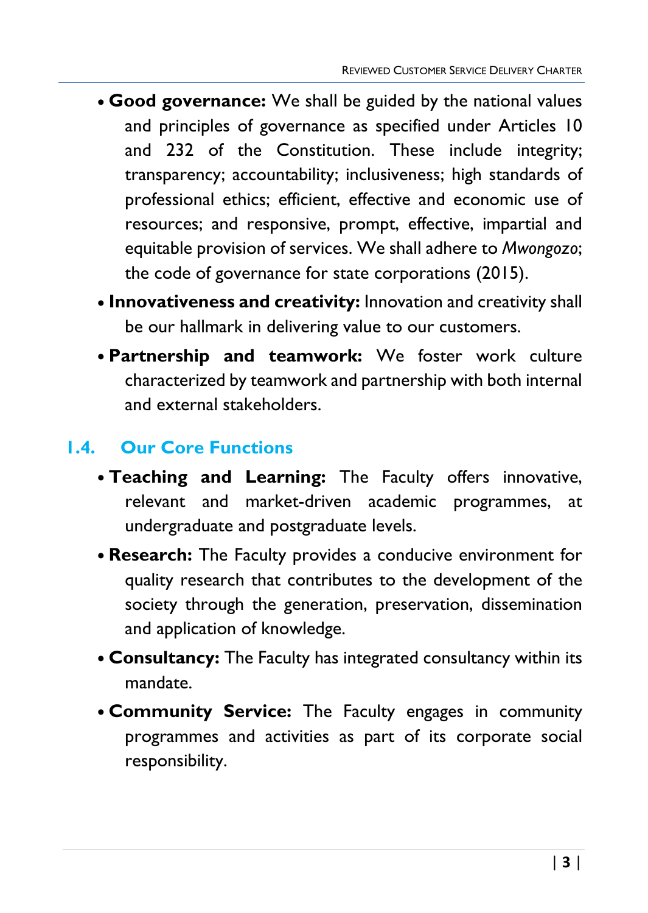- **Good governance:** We shall be guided by the national values and principles of governance as specified under Articles 10 and 232 of the Constitution. These include integrity; transparency; accountability; inclusiveness; high standards of professional ethics; efficient, effective and economic use of resources; and responsive, prompt, effective, impartial and equitable provision of services. We shall adhere to *Mwongozo*; the code of governance for state corporations (2015).
- **Innovativeness and creativity:** Innovation and creativity shall be our hallmark in delivering value to our customers.
- **Partnership and teamwork:** We foster work culture characterized by teamwork and partnership with both internal and external stakeholders.

## 1.4. Our Core Functions

- **Teaching and Learning:** The Faculty offers innovative, relevant and market-driven academic programmes, at undergraduate and postgraduate levels.
- **Research:** The Faculty provides a conducive environment for quality research that contributes to the development of the society through the generation, preservation, dissemination and application of knowledge.
- **Consultancy:** The Faculty has integrated consultancy within its mandate.
- **Community Service:** The Faculty engages in community programmes and activities as part of its corporate social responsibility.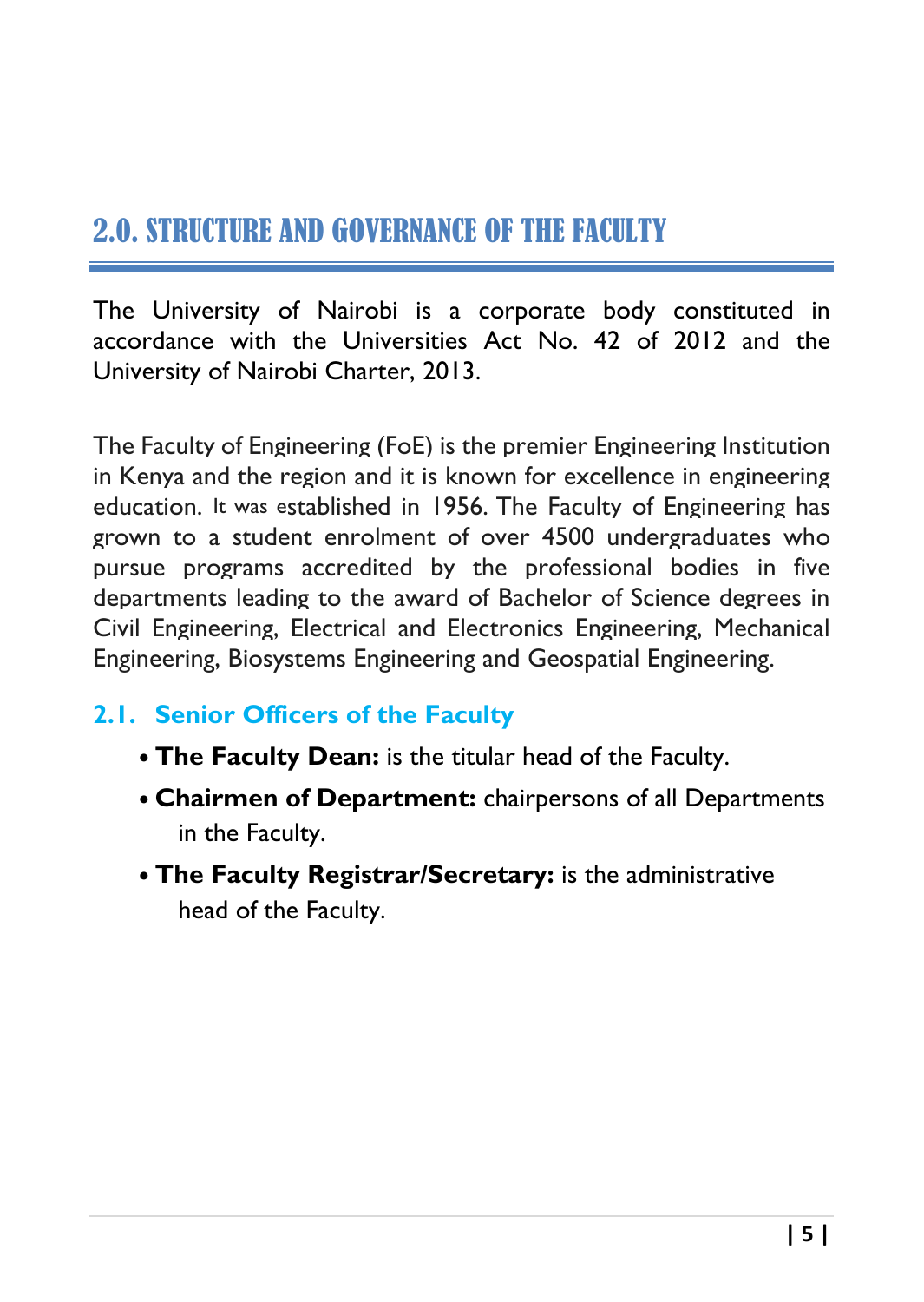# 2.0. STRUCTURE AND GOVERNANCE OF THE FACULTY

The University of Nairobi is a corporate body constituted in accordance with the Universities Act No. 42 of 2012 and the University of Nairobi Charter, 2013.

The Faculty of Engineering (FoE) is the premier Engineering Institution in Kenya and the region and it is known for excellence in engineering education. It was established in 1956. The Faculty of Engineering has grown to a student enrolment of over 4500 undergraduates who pursue programs accredited by the professional bodies in five departments leading to the award of Bachelor of Science degrees in Civil Engineering, Electrical and Electronics Engineering, Mechanical Engineering, Biosystems Engineering and Geospatial Engineering.

## 2.1. Senior Officers of the Faculty

- **The Faculty Dean:** is the titular head of the Faculty.
- **Chairmen of Department:** chairpersons of all Departments in the Faculty.
- **The Faculty Registrar/Secretary:** is the administrative head of the Faculty.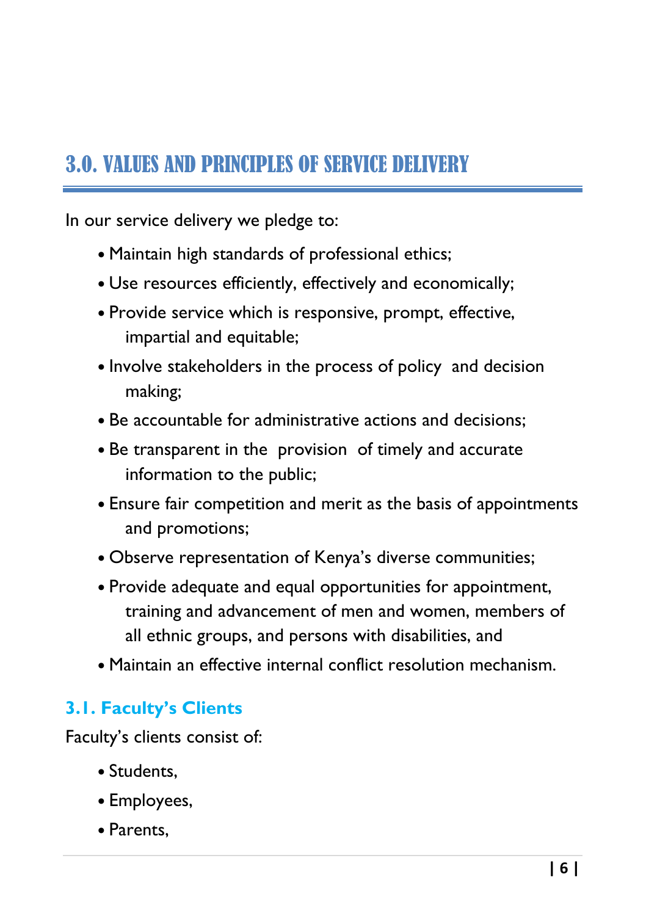## 3.0. VALUES AND PRINCIPLES OF SERVICE DELIVERY

In our service delivery we pledge to:

- Maintain high standards of professional ethics;
- Use resources efficiently, effectively and economically;
- Provide service which is responsive, prompt, effective, impartial and equitable;
- Involve stakeholders in the process of policy and decision making;
- Be accountable for administrative actions and decisions;
- Be transparent in the provision of timely and accurate information to the public;
- Ensure fair competition and merit as the basis of appointments and promotions;
- Observe representation of Kenya's diverse communities;
- Provide adequate and equal opportunities for appointment, training and advancement of men and women, members of all ethnic groups, and persons with disabilities, and
- Maintain an effective internal conflict resolution mechanism.

### 3.1. Faculty's Clients

Faculty's clients consist of:

- Students,
- Employees,
- Parents,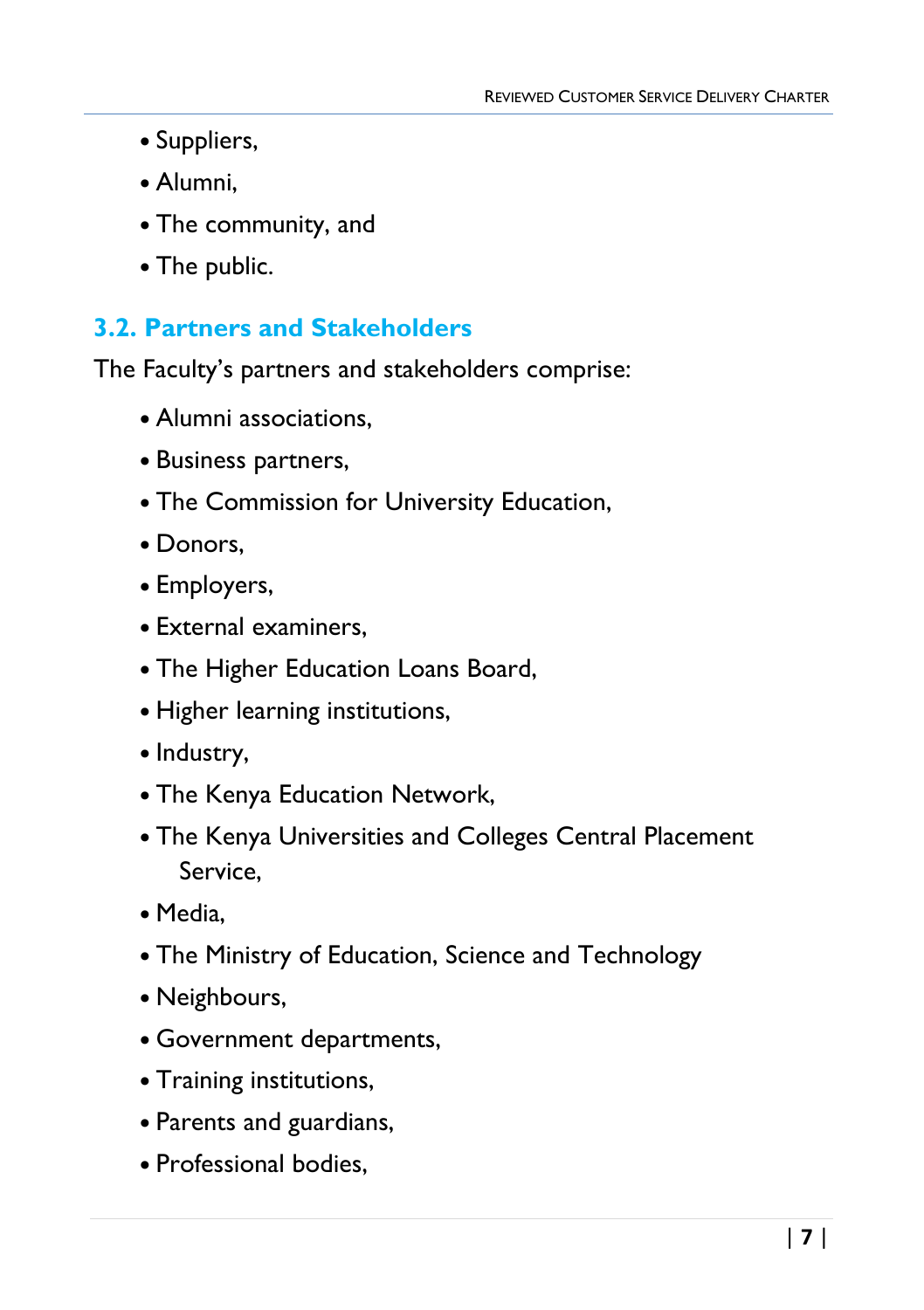- Suppliers,
- Alumni,
- The community, and
- The public.

## 3.2. Partners and Stakeholders

The Faculty's partners and stakeholders comprise:

- Alumni associations,
- Business partners,
- The Commission for University Education,
- Donors,
- Employers,
- External examiners,
- The Higher Education Loans Board,
- Higher learning institutions,
- Industry,
- The Kenya Education Network,
- The Kenya Universities and Colleges Central Placement Service,
- Media,
- The Ministry of Education, Science and Technology
- Neighbours,
- Government departments,
- Training institutions,
- Parents and guardians,
- Professional bodies,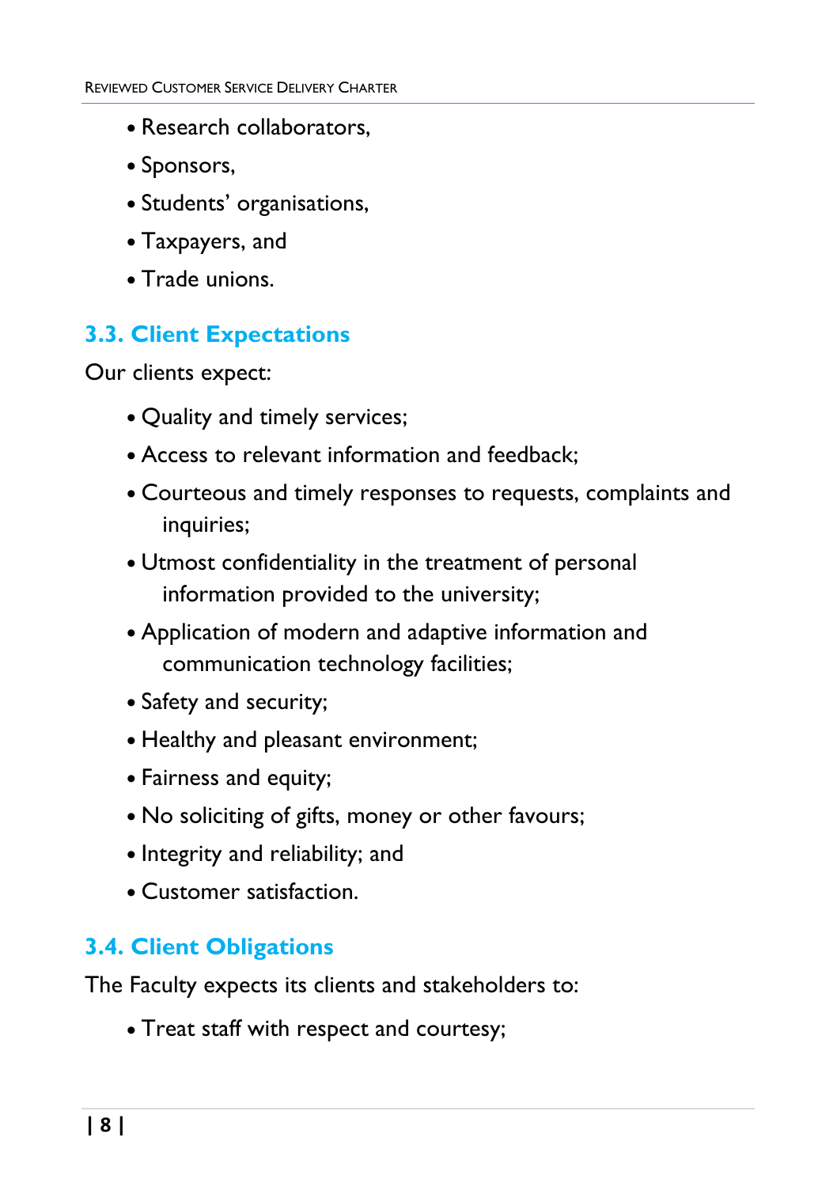- Research collaborators,
- Sponsors,
- Students' organisations,
- Taxpayers, and
- Trade unions.

### 3.3. Client Expectations

Our clients expect:

- Quality and timely services;
- Access to relevant information and feedback;
- Courteous and timely responses to requests, complaints and inquiries;
- Utmost confidentiality in the treatment of personal information provided to the university;
- Application of modern and adaptive information and communication technology facilities;
- Safety and security;
- Healthy and pleasant environment;
- Fairness and equity;
- No soliciting of gifts, money or other favours;
- Integrity and reliability; and
- Customer satisfaction.

### 3.4. Client Obligations

The Faculty expects its clients and stakeholders to:

- Treat staff with respect and courtesy;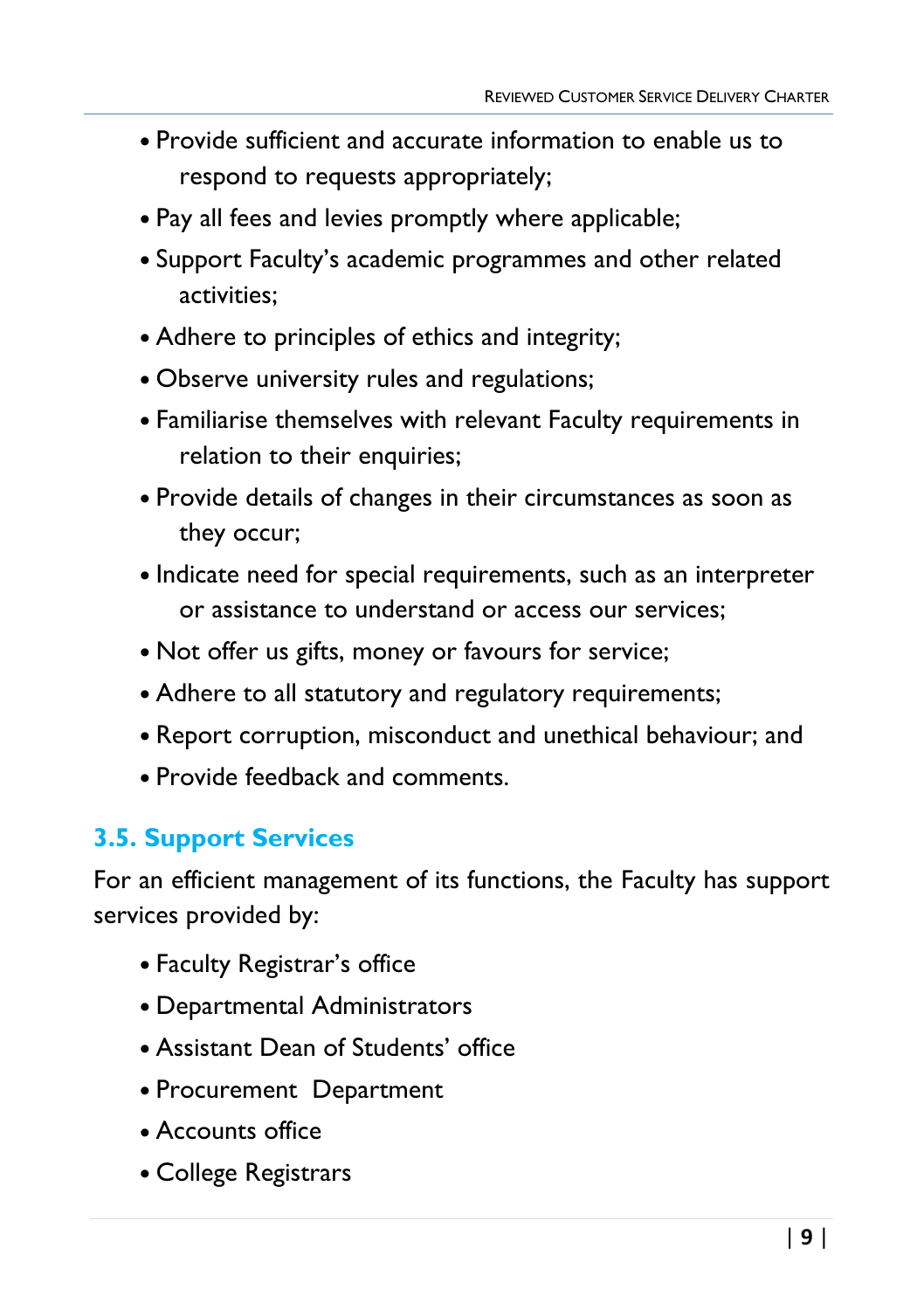- Provide sufficient and accurate information to enable us to respond to requests appropriately;
- Pay all fees and levies promptly where applicable;
- Support Faculty's academic programmes and other related activities;
- Adhere to principles of ethics and integrity;
- Observe university rules and regulations;
- Familiarise themselves with relevant Faculty requirements in relation to their enquiries;
- Provide details of changes in their circumstances as soon as they occur;
- Indicate need for special requirements, such as an interpreter or assistance to understand or access our services;
- Not offer us gifts, money or favours for service;
- Adhere to all statutory and regulatory requirements;
- Report corruption, misconduct and unethical behaviour; and
- Provide feedback and comments.

### 3.5. Support Services

For an efficient management of its functions, the Faculty has support services provided by:

- Faculty Registrar's office
- Departmental Administrators
- Assistant Dean of Students' office
- Procurement Department
- Accounts office
- College Registrars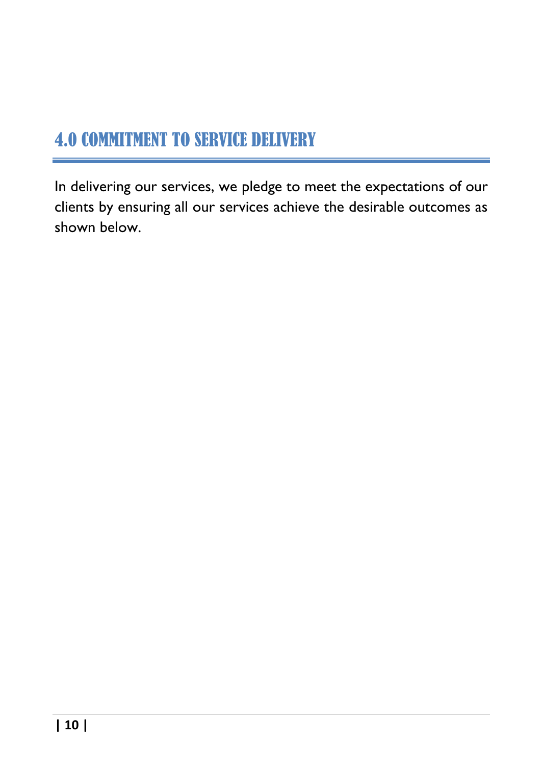## 4.0 COMMITMENT TO SERVICE DELIVERY

In delivering our services, we pledge to meet the expectations of our clients by ensuring all our services achieve the desirable outcomes as shown below.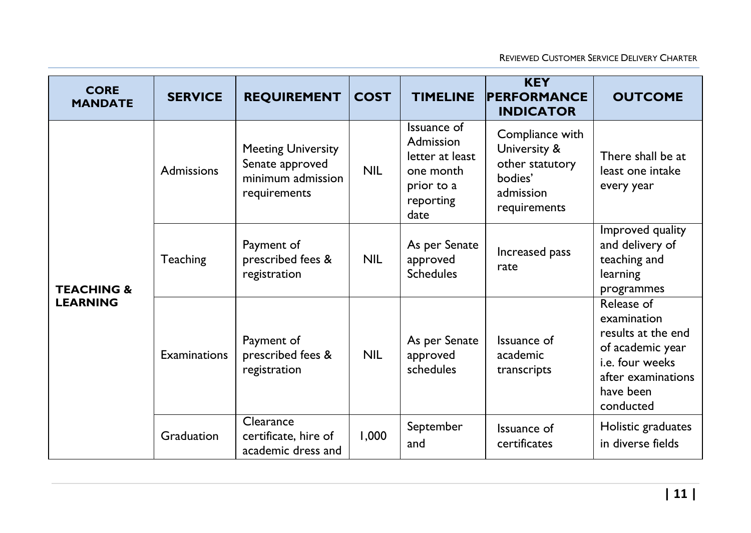| CORE MANDATE | SERVICE | REQUIREMENT | COST | TIMELINE | KEY PERFORMANCE INDICATOR | OUTCOME |
|---|---|---|---|---|---|---|
| **TEACHING & LEARNING** | Admissions | Meeting University Senate approved minimum admission requirements | NIL | Issuance of Admission letter at least one month prior to a reporting date | Compliance with University & other statutory bodies' admission requirements | There shall be at least one intake every year |
| | Teaching | Payment of prescribed fees & registration | NIL | As per Senate approved Schedules | Increased pass rate | Improved quality and delivery of teaching and learning programmes |
| | Examinations | Payment of prescribed fees & registration | NIL | As per Senate approved schedules | Issuance of academic transcripts | Release of examination results at the end of academic year i.e. four weeks after examinations have been conducted |
| | Graduation | Clearance certificate, hire of academic dress and | 1,000 | September and | Issuance of certificates | Holistic graduates in diverse fields |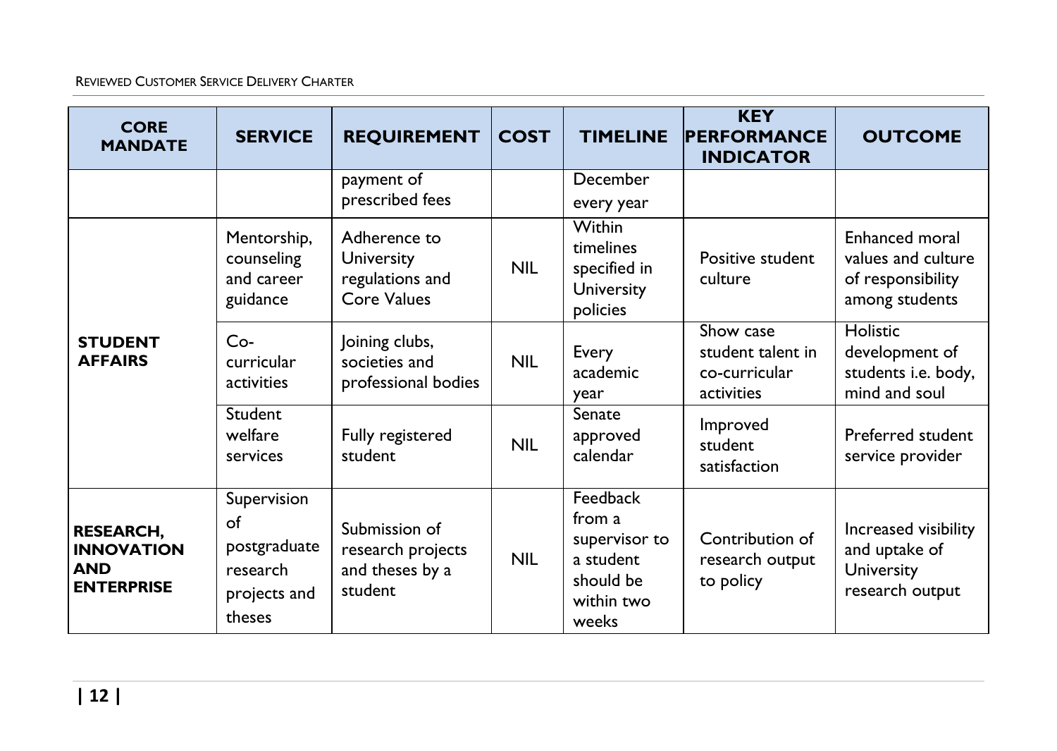| CORE MANDATE | SERVICE | REQUIREMENT | COST | TIMELINE | KEY PERFORMANCE INDICATOR | OUTCOME |
|---|---|---|---|---|---|---|
| | | payment of prescribed fees | | December every year | | |
| **STUDENT AFFAIRS** | Mentorship, counseling and career guidance | Adherence to University regulations and Core Values | NIL | Within timelines specified in University policies | Positive student culture | Enhanced moral values and culture of responsibility among students |
| | Co-curricular activities | Joining clubs, societies and professional bodies | NIL | Every academic year | Show case student talent in co-curricular activities | Holistic development of students i.e. body, mind and soul |
| | Student welfare services | Fully registered student | NIL | Senate approved calendar | Improved student satisfaction | Preferred student service provider |
| **RESEARCH, INNOVATION AND ENTERPRISE** | Supervision of postgraduate research projects and theses | Submission of research projects and theses by a student | NIL | Feedback from a supervisor to a student should be within two weeks | Contribution of research output to policy | Increased visibility and uptake of University research output |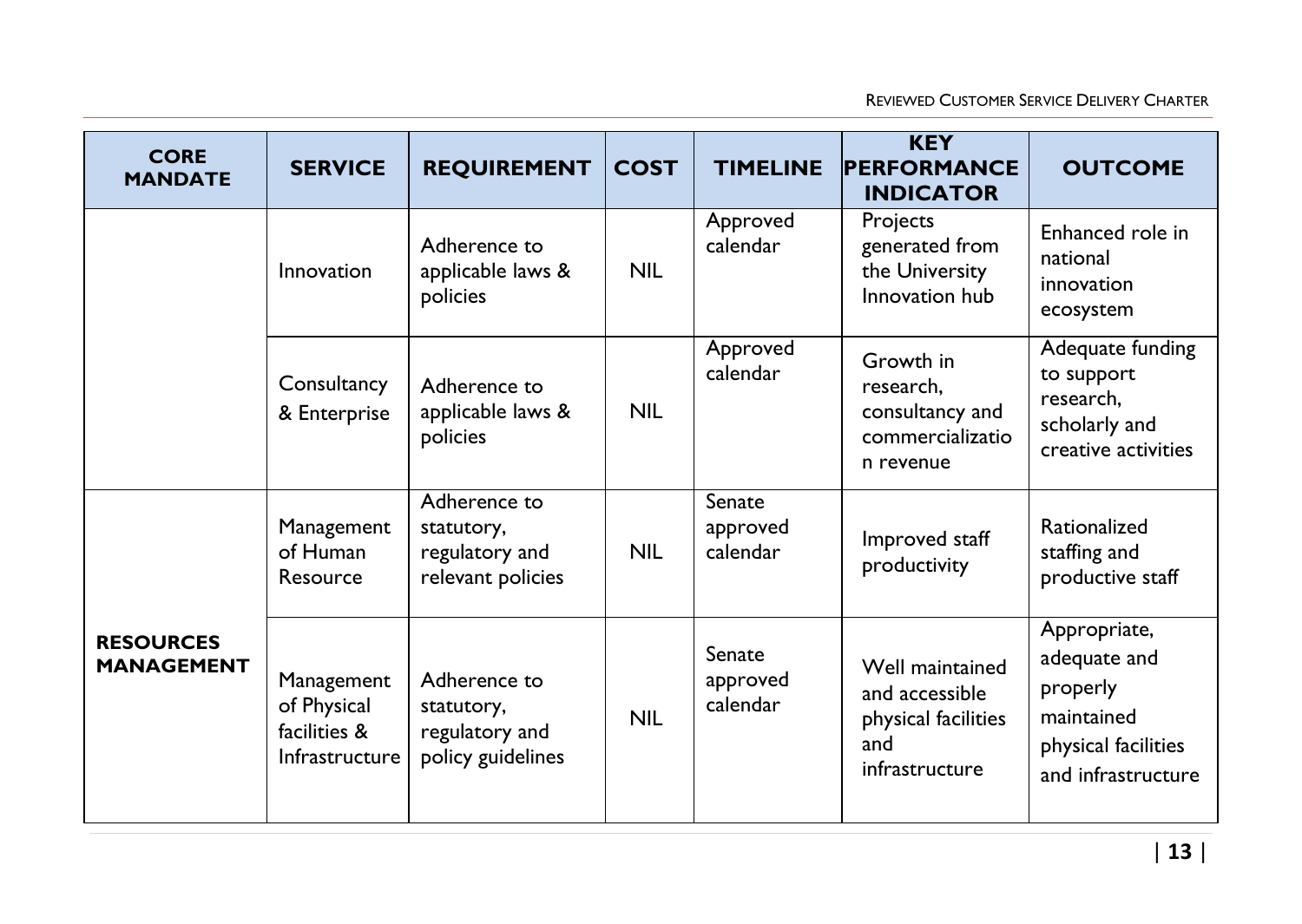| CORE MANDATE | SERVICE | REQUIREMENT | COST | TIMELINE | KEY PERFORMANCE INDICATOR | OUTCOME |
|---|---|---|---|---|---|---|
| | Innovation | Adherence to applicable laws & policies | NIL | Approved calendar | Projects generated from the University Innovation hub | Enhanced role in national innovation ecosystem |
| | Consultancy & Enterprise | Adherence to applicable laws & policies | NIL | Approved calendar | Growth in research, consultancy and commercialization revenue | Adequate funding to support research, scholarly and creative activities |
| **RESOURCES MANAGEMENT** | Management of Human Resource | Adherence to statutory, regulatory and relevant policies | NIL | Senate approved calendar | Improved staff productivity | Rationalized staffing and productive staff |
| | Management of Physical facilities & Infrastructure | Adherence to statutory, regulatory and policy guidelines | NIL | Senate approved calendar | Well maintained and accessible physical facilities and infrastructure | Appropriate, adequate and properly maintained physical facilities and infrastructure |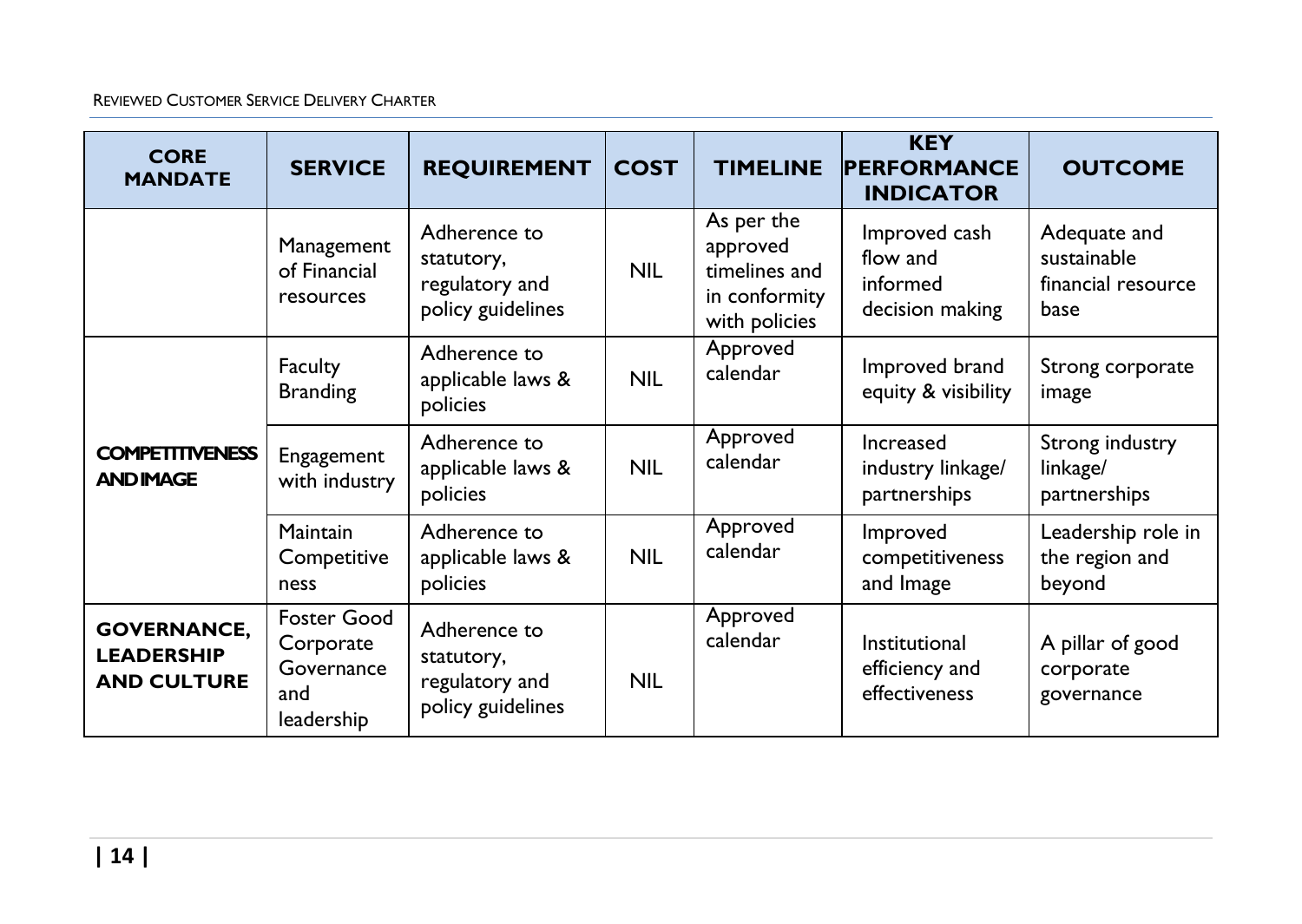| CORE MANDATE | SERVICE | REQUIREMENT | COST | TIMELINE | KEY PERFORMANCE INDICATOR | OUTCOME |
|---|---|---|---|---|---|---|
| | Management of Financial resources | Adherence to statutory, regulatory and policy guidelines | NIL | As per the approved timelines and in conformity with policies | Improved cash flow and informed decision making | Adequate and sustainable financial resource base |
| **COMPETITIVENESS AND IMAGE** | Faculty Branding | Adherence to applicable laws & policies | NIL | Approved calendar | Improved brand equity & visibility | Strong corporate image |
| | Engagement with industry | Adherence to applicable laws & policies | NIL | Approved calendar | Increased industry linkage/ partnerships | Strong industry linkage/ partnerships |
| | Maintain Competitiveness | Adherence to applicable laws & policies | NIL | Approved calendar | Improved competitiveness and Image | Leadership role in the region and beyond |
| **GOVERNANCE, LEADERSHIP AND CULTURE** | Foster Good Corporate Governance and leadership | Adherence to statutory, regulatory and policy guidelines | NIL | Approved calendar | Institutional efficiency and effectiveness | A pillar of good corporate governance |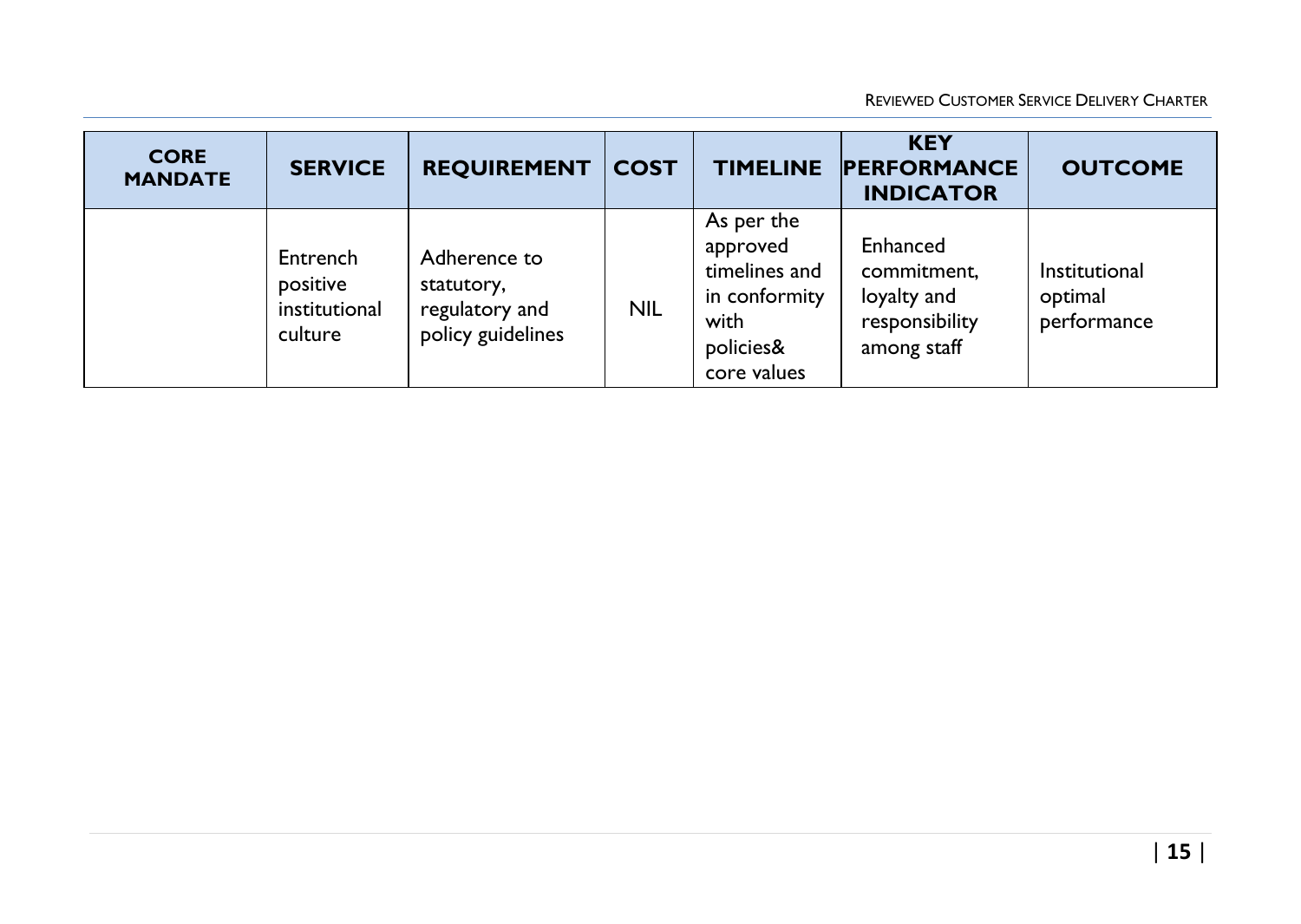| CORE MANDATE | SERVICE | REQUIREMENT | COST | TIMELINE | KEY PERFORMANCE INDICATOR | OUTCOME |
|---|---|---|---|---|---|---|
| | Entrench positive institutional culture | Adherence to statutory, regulatory and policy guidelines | NIL | As per the approved timelines and in conformity with policies& core values | Enhanced commitment, loyalty and responsibility among staff | Institutional optimal performance |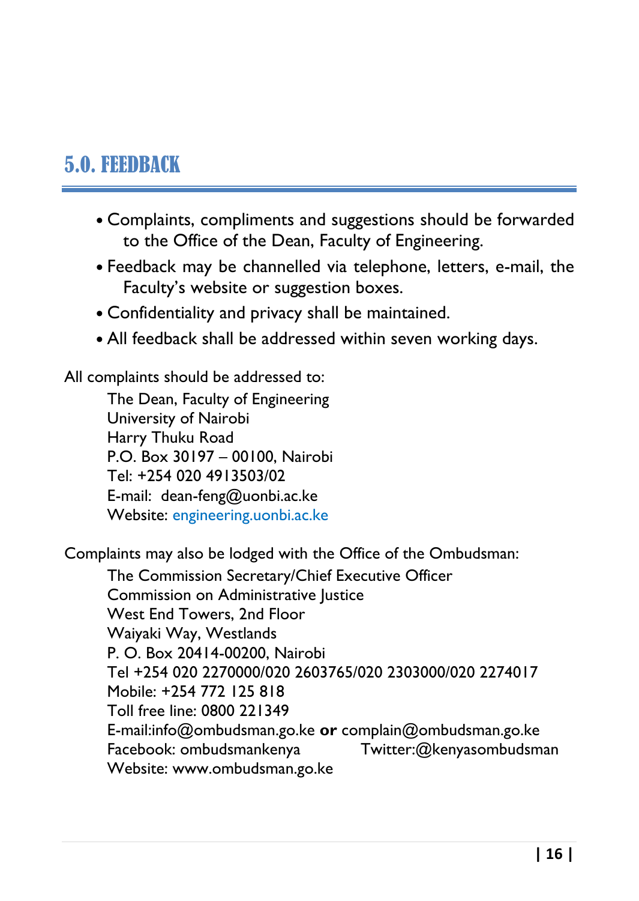# 5.0. FEEDBACK

- Complaints, compliments and suggestions should be forwarded to the Office of the Dean, Faculty of Engineering.
- Feedback may be channelled via telephone, letters, e-mail, the Faculty's website or suggestion boxes.
- Confidentiality and privacy shall be maintained.
- All feedback shall be addressed within seven working days.

All complaints should be addressed to:

The Dean, Faculty of Engineering  
University of Nairobi  
Harry Thuku Road  
P.O. Box 30197 – 00100, Nairobi  
Tel: +254 020 4913503/02  
E-mail: dean-feng@uonbi.ac.ke  
Website: engineering.uonbi.ac.ke

Complaints may also be lodged with the Office of the Ombudsman:

The Commission Secretary/Chief Executive Officer  
Commission on Administrative Justice  
West End Towers, 2nd Floor  
Waiyaki Way, Westlands  
P. O. Box 20414-00200, Nairobi  
Tel +254 020 2270000/020 2603765/020 2303000/020 2274017  
Mobile: +254 772 125 818  
Toll free line: 0800 221349  
E-mail:info@ombudsman.go.ke **or** complain@ombudsman.go.ke  
Facebook: ombudsmankenya Twitter:@kenyasombudsman  
Website: www.ombudsman.go.ke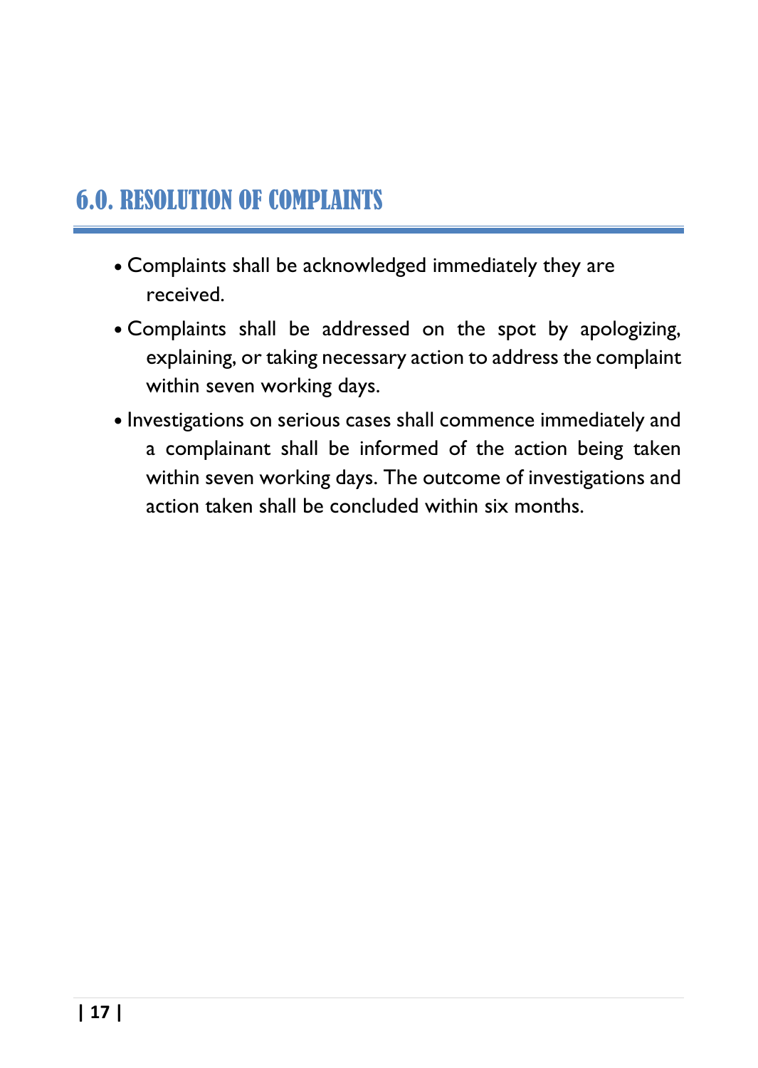## 6.0. RESOLUTION OF COMPLAINTS

- Complaints shall be acknowledged immediately they are received.
- Complaints shall be addressed on the spot by apologizing, explaining, or taking necessary action to address the complaint within seven working days.
- Investigations on serious cases shall commence immediately and a complainant shall be informed of the action being taken within seven working days. The outcome of investigations and action taken shall be concluded within six months.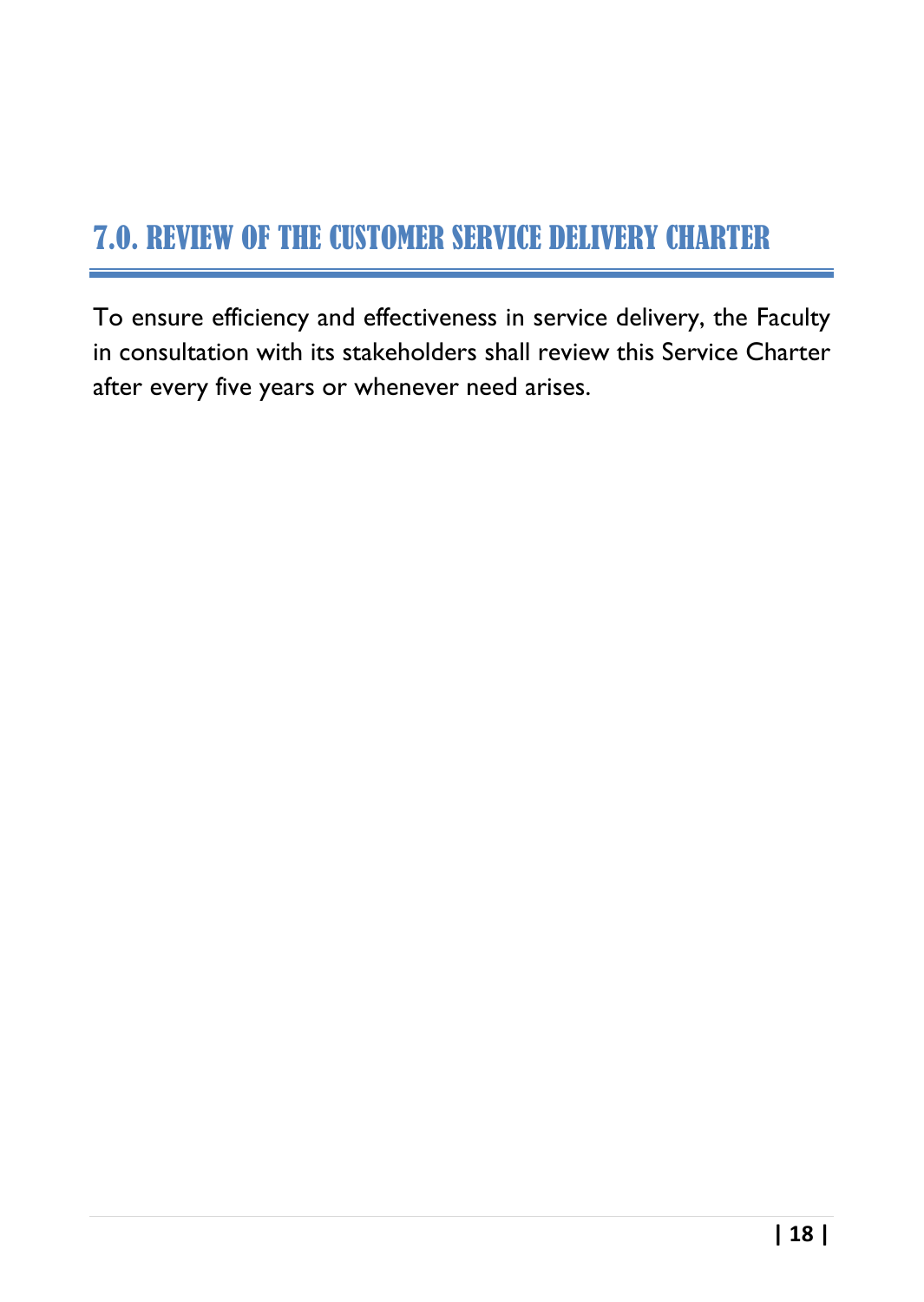## 7.0. REVIEW OF THE CUSTOMER SERVICE DELIVERY CHARTER

To ensure efficiency and effectiveness in service delivery, the Faculty in consultation with its stakeholders shall review this Service Charter after every five years or whenever need arises.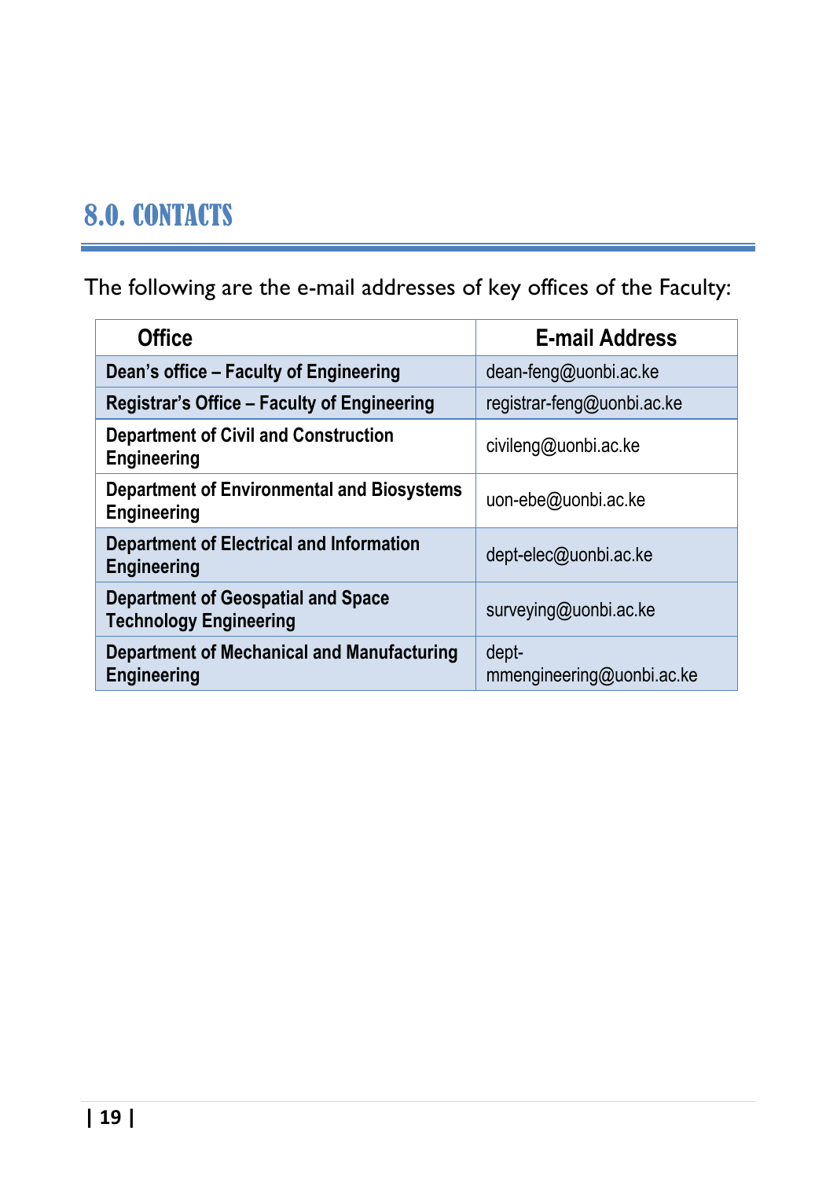# 8.0. CONTACTS

The following are the e-mail addresses of key offices of the Faculty:

| Office | E-mail Address |
|---|---|
| **Dean's office – Faculty of Engineering** | dean-feng@uonbi.ac.ke |
| **Registrar's Office – Faculty of Engineering** | registrar-feng@uonbi.ac.ke |
| **Department of Civil and Construction Engineering** | civileng@uonbi.ac.ke |
| **Department of Environmental and Biosystems Engineering** | uon-ebe@uonbi.ac.ke |
| **Department of Electrical and Information Engineering** | dept-elec@uonbi.ac.ke |
| **Department of Geospatial and Space Technology Engineering** | surveying@uonbi.ac.ke |
| **Department of Mechanical and Manufacturing Engineering** | dept-mmengineering@uonbi.ac.ke |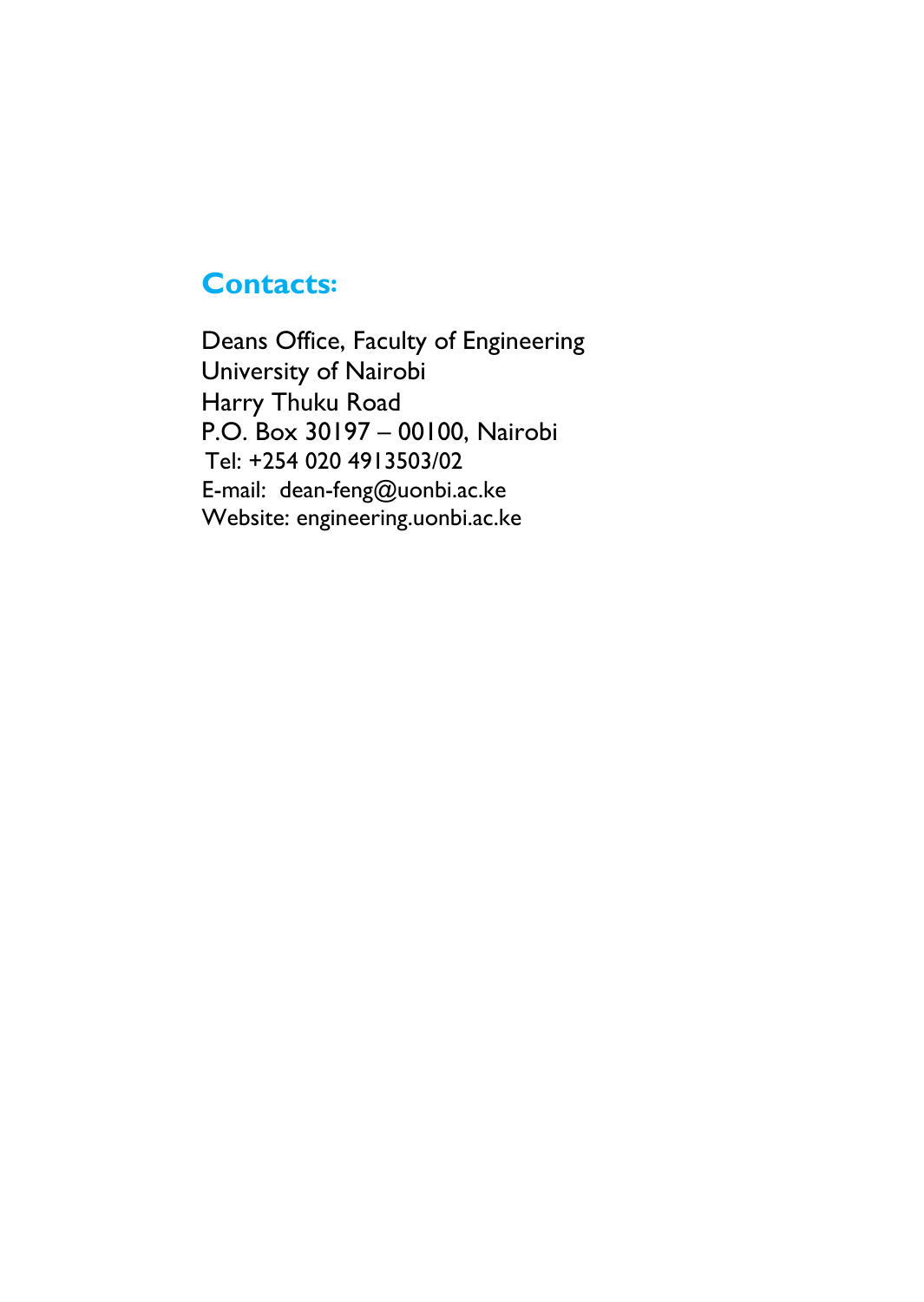## Contacts:

Deans Office, Faculty of Engineering
University of Nairobi
Harry Thuku Road
P.O. Box 30197 – 00100, Nairobi
Tel: +254 020 4913503/02
E-mail: dean-feng@uonbi.ac.ke
Website: engineering.uonbi.ac.ke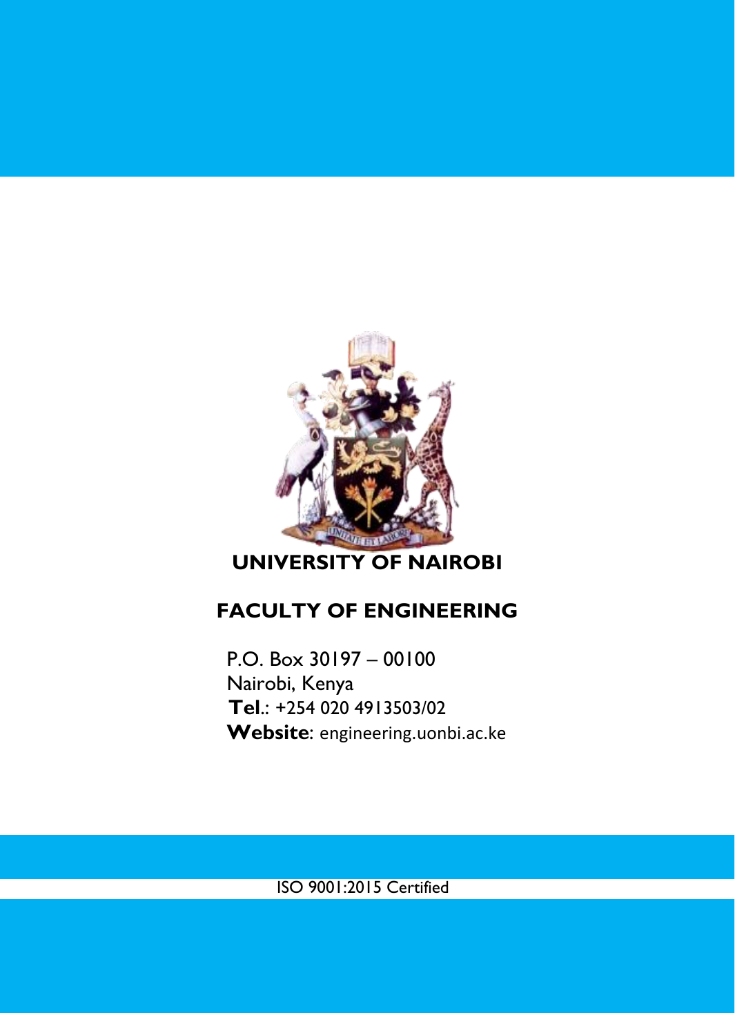**UNIVERSITY OF NAIROBI**

**FACULTY OF ENGINEERING**

P.O. Box 30197 – 00100
Nairobi, Kenya
**Tel**.: +254 020 4913503/02
**Website**: engineering.uonbi.ac.ke

ISO 9001:2015 Certified